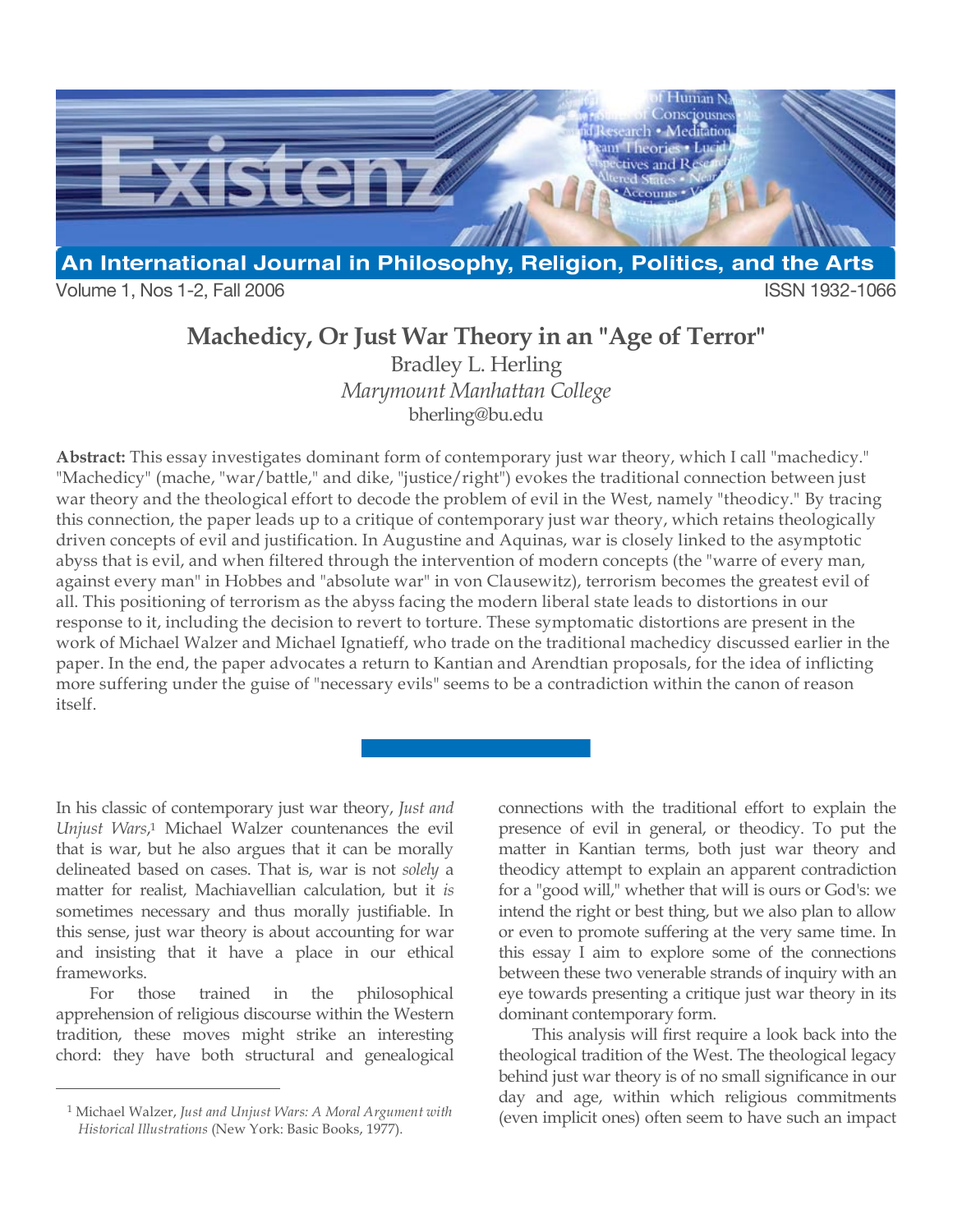# Machedicy, Or Just War Theory in an "Age of Terror"

Bradley L. Herling
*Marymount Manhattan College*
bherling@bu.edu

**Abstract:** This essay investigates dominant form of contemporary just war theory, which I call "machedicy." "Machedicy" (mache, "war/battle," and dike, "justice/right") evokes the traditional connection between just war theory and the theological effort to decode the problem of evil in the West, namely "theodicy." By tracing this connection, the paper leads up to a critique of contemporary just war theory, which retains theologically driven concepts of evil and justification. In Augustine and Aquinas, war is closely linked to the asymptotic abyss that is evil, and when filtered through the intervention of modern concepts (the "warre of every man, against every man" in Hobbes and "absolute war" in von Clausewitz), terrorism becomes the greatest evil of all. This positioning of terrorism as the abyss facing the modern liberal state leads to distortions in our response to it, including the decision to revert to torture. These symptomatic distortions are present in the work of Michael Walzer and Michael Ignatieff, who trade on the traditional machedicy discussed earlier in the paper. In the end, the paper advocates a return to Kantian and Arendtian proposals, for the idea of inflicting more suffering under the guise of "necessary evils" seems to be a contradiction within the canon of reason itself.

---

In his classic of contemporary just war theory, *Just and Unjust Wars*,[1] Michael Walzer countenances the evil that is war, but he also argues that it can be morally delineated based on cases. That is, war is not *solely* a matter for realist, Machiavellian calculation, but it *is* sometimes necessary and thus morally justifiable. In this sense, just war theory is about accounting for war and insisting that it have a place in our ethical frameworks.

For those trained in the philosophical apprehension of religious discourse within the Western tradition, these moves might strike an interesting chord: they have both structural and genealogical connections with the traditional effort to explain the presence of evil in general, or theodicy. To put the matter in Kantian terms, both just war theory and theodicy attempt to explain an apparent contradiction for a "good will," whether that will is ours or God's: we intend the right or best thing, but we also plan to allow or even to promote suffering at the very same time. In this essay I aim to explore some of the connections between these two venerable strands of inquiry with an eye towards presenting a critique just war theory in its dominant contemporary form.

This analysis will first require a look back into the theological tradition of the West. The theological legacy behind just war theory is of no small significance in our day and age, within which religious commitments (even implicit ones) often seem to have such an impact

[1] Michael Walzer, *Just and Unjust Wars: A Moral Argument with Historical Illustrations* (New York: Basic Books, 1977).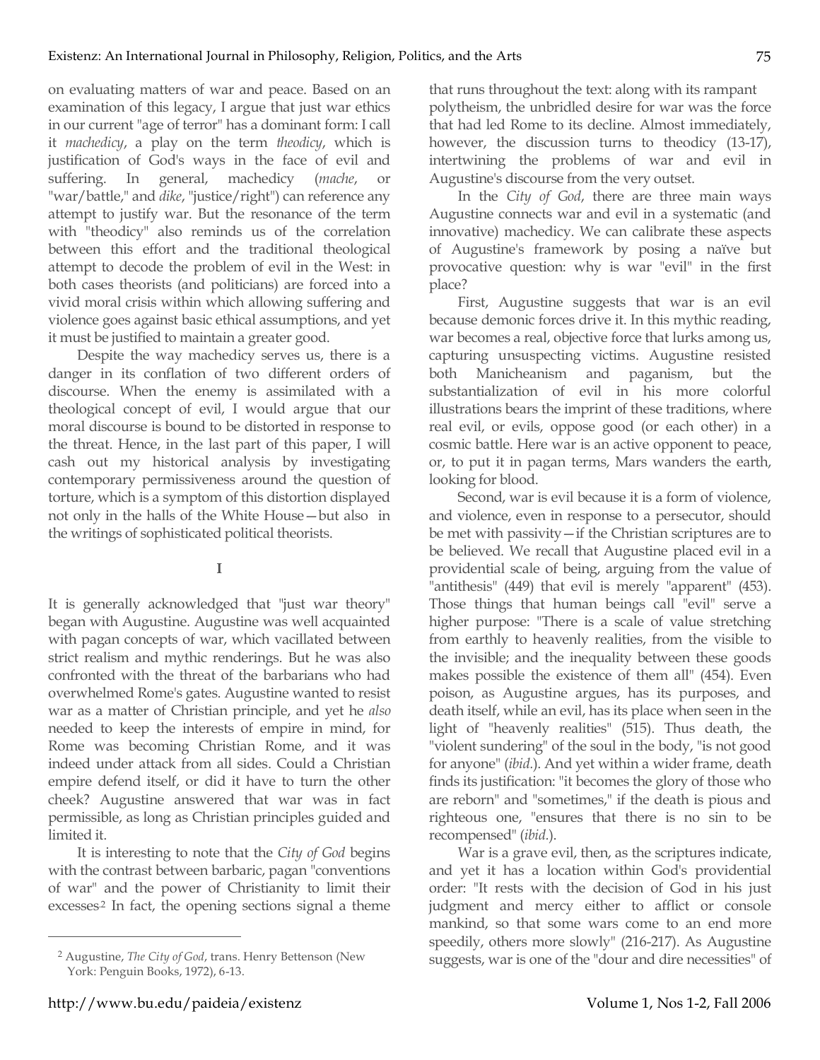on evaluating matters of war and peace. Based on an examination of this legacy, I argue that just war ethics in our current "age of terror" has a dominant form: I call it *machedicy*, a play on the term *theodicy*, which is justification of God's ways in the face of evil and suffering. In general, machedicy (*mache*, or "war/battle," and *dike*, "justice/right") can reference any attempt to justify war. But the resonance of the term with "theodicy" also reminds us of the correlation between this effort and the traditional theological attempt to decode the problem of evil in the West: in both cases theorists (and politicians) are forced into a vivid moral crisis within which allowing suffering and violence goes against basic ethical assumptions, and yet it must be justified to maintain a greater good.

Despite the way machedicy serves us, there is a danger in its conflation of two different orders of discourse. When the enemy is assimilated with a theological concept of evil, I would argue that our moral discourse is bound to be distorted in response to the threat. Hence, in the last part of this paper, I will cash out my historical analysis by investigating contemporary permissiveness around the question of torture, which is a symptom of this distortion displayed not only in the halls of the White House—but also in the writings of sophisticated political theorists.

## I

It is generally acknowledged that "just war theory" began with Augustine. Augustine was well acquainted with pagan concepts of war, which vacillated between strict realism and mythic renderings. But he was also confronted with the threat of the barbarians who had overwhelmed Rome's gates. Augustine wanted to resist war as a matter of Christian principle, and yet he *also* needed to keep the interests of empire in mind, for Rome was becoming Christian Rome, and it was indeed under attack from all sides. Could a Christian empire defend itself, or did it have to turn the other cheek? Augustine answered that war was in fact permissible, as long as Christian principles guided and limited it.

It is interesting to note that the *City of God* begins with the contrast between barbaric, pagan "conventions of war" and the power of Christianity to limit their excesses[2] In fact, the opening sections signal a theme that runs throughout the text: along with its rampant polytheism, the unbridled desire for war was the force that had led Rome to its decline. Almost immediately, however, the discussion turns to theodicy (13-17), intertwining the problems of war and evil in Augustine's discourse from the very outset.

In the *City of God*, there are three main ways Augustine connects war and evil in a systematic (and innovative) machedicy. We can calibrate these aspects of Augustine's framework by posing a naïve but provocative question: why is war "evil" in the first place?

First, Augustine suggests that war is an evil because demonic forces drive it. In this mythic reading, war becomes a real, objective force that lurks among us, capturing unsuspecting victims. Augustine resisted both Manicheanism and paganism, but the substantialization of evil in his more colorful illustrations bears the imprint of these traditions, where real evil, or evils, oppose good (or each other) in a cosmic battle. Here war is an active opponent to peace, or, to put it in pagan terms, Mars wanders the earth, looking for blood.

Second, war is evil because it is a form of violence, and violence, even in response to a persecutor, should be met with passivity—if the Christian scriptures are to be believed. We recall that Augustine placed evil in a providential scale of being, arguing from the value of "antithesis" (449) that evil is merely "apparent" (453). Those things that human beings call "evil" serve a higher purpose: "There is a scale of value stretching from earthly to heavenly realities, from the visible to the invisible; and the inequality between these goods makes possible the existence of them all" (454). Even poison, as Augustine argues, has its purposes, and death itself, while an evil, has its place when seen in the light of "heavenly realities" (515). Thus death, the "violent sundering" of the soul in the body, "is not good for anyone" (*ibid*.). And yet within a wider frame, death finds its justification: "it becomes the glory of those who are reborn" and "sometimes," if the death is pious and righteous one, "ensures that there is no sin to be recompensed" (*ibid*.).

War is a grave evil, then, as the scriptures indicate, and yet it has a location within God's providential order: "It rests with the decision of God in his just judgment and mercy either to afflict or console mankind, so that some wars come to an end more speedily, others more slowly" (216-217). As Augustine suggests, war is one of the "dour and dire necessities" of

[2] Augustine, *The City of God*, trans. Henry Bettenson (New York: Penguin Books, 1972), 6-13.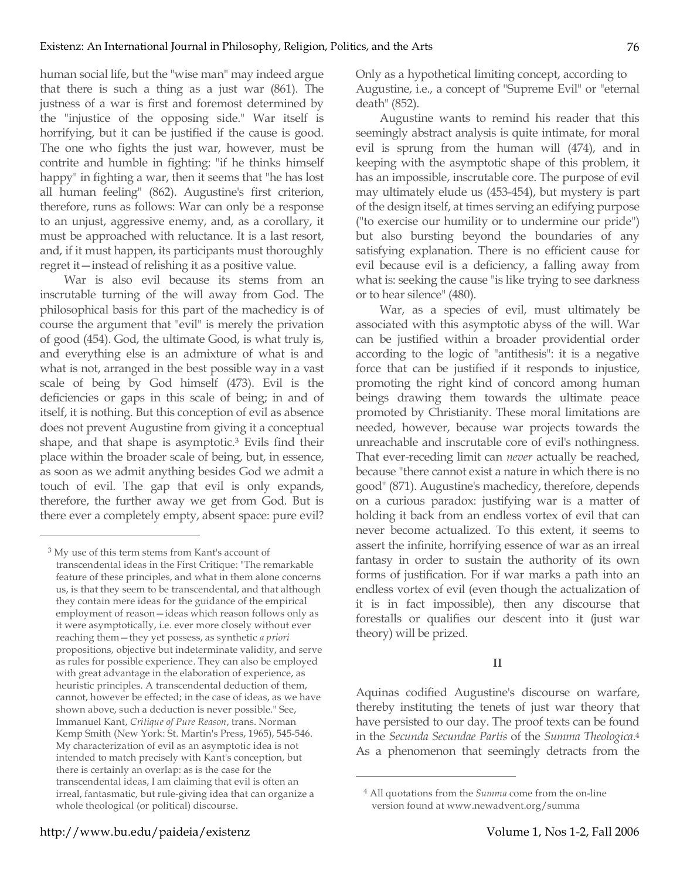human social life, but the "wise man" may indeed argue that there is such a thing as a just war (861). The justness of a war is first and foremost determined by the "injustice of the opposing side." War itself is horrifying, but it can be justified if the cause is good. The one who fights the just war, however, must be contrite and humble in fighting: "if he thinks himself happy" in fighting a war, then it seems that "he has lost all human feeling" (862). Augustine's first criterion, therefore, runs as follows: War can only be a response to an unjust, aggressive enemy, and, as a corollary, it must be approached with reluctance. It is a last resort, and, if it must happen, its participants must thoroughly regret it—instead of relishing it as a positive value.

War is also evil because its stems from an inscrutable turning of the will away from God. The philosophical basis for this part of the machedicy is of course the argument that "evil" is merely the privation of good (454). God, the ultimate Good, is what truly is, and everything else is an admixture of what is and what is not, arranged in the best possible way in a vast scale of being by God himself (473). Evil is the deficiencies or gaps in this scale of being; in and of itself, it is nothing. But this conception of evil as absence does not prevent Augustine from giving it a conceptual shape, and that shape is asymptotic.[3] Evils find their place within the broader scale of being, but, in essence, as soon as we admit anything besides God we admit a touch of evil. The gap that evil is only expands, therefore, the further away we get from God. But is there ever a completely empty, absent space: pure evil? Only as a hypothetical limiting concept, according to Augustine, i.e., a concept of "Supreme Evil" or "eternal death" (852).

Augustine wants to remind his reader that this seemingly abstract analysis is quite intimate, for moral evil is sprung from the human will (474), and in keeping with the asymptotic shape of this problem, it has an impossible, inscrutable core. The purpose of evil may ultimately elude us (453-454), but mystery is part of the design itself, at times serving an edifying purpose ("to exercise our humility or to undermine our pride") but also bursting beyond the boundaries of any satisfying explanation. There is no efficient cause for evil because evil is a deficiency, a falling away from what is: seeking the cause "is like trying to see darkness or to hear silence" (480).

War, as a species of evil, must ultimately be associated with this asymptotic abyss of the will. War can be justified within a broader providential order according to the logic of "antithesis": it is a negative force that can be justified if it responds to injustice, promoting the right kind of concord among human beings drawing them towards the ultimate peace promoted by Christianity. These moral limitations are needed, however, because war projects towards the unreachable and inscrutable core of evil's nothingness. That ever-receding limit can *never* actually be reached, because "there cannot exist a nature in which there is no good" (871). Augustine's machedicy, therefore, depends on a curious paradox: justifying war is a matter of holding it back from an endless vortex of evil that can never become actualized. To this extent, it seems to assert the infinite, horrifying essence of war as an irreal fantasy in order to sustain the authority of its own forms of justification. For if war marks a path into an endless vortex of evil (even though the actualization of it is in fact impossible), then any discourse that forestalls or qualifies our descent into it (just war theory) will be prized.

## II

Aquinas codified Augustine's discourse on warfare, thereby instituting the tenets of just war theory that have persisted to our day. The proof texts can be found in the *Secunda Secundae Partis* of the *Summa Theologica*.[4] As a phenomenon that seemingly detracts from the

---

[3] My use of this term stems from Kant's account of transcendental ideas in the First Critique: "The remarkable feature of these principles, and what in them alone concerns us, is that they seem to be transcendental, and that although they contain mere ideas for the guidance of the empirical employment of reason—ideas which reason follows only as it were asymptotically, i.e. ever more closely without ever reaching them—they yet possess, as synthetic *a priori* propositions, objective but indeterminate validity, and serve as rules for possible experience. They can also be employed with great advantage in the elaboration of experience, as heuristic principles. A transcendental deduction of them, cannot, however be effected; in the case of ideas, as we have shown above, such a deduction is never possible." See, Immanuel Kant, *Critique of Pure Reason*, trans. Norman Kemp Smith (New York: St. Martin's Press, 1965), 545-546. My characterization of evil as an asymptotic idea is not intended to match precisely with Kant's conception, but there is certainly an overlap: as is the case for the transcendental ideas, I am claiming that evil is often an irreal, fantasmatic, but rule-giving idea that can organize a whole theological (or political) discourse.

[4] All quotations from the *Summa* come from the on-line version found at www.newadvent.org/summa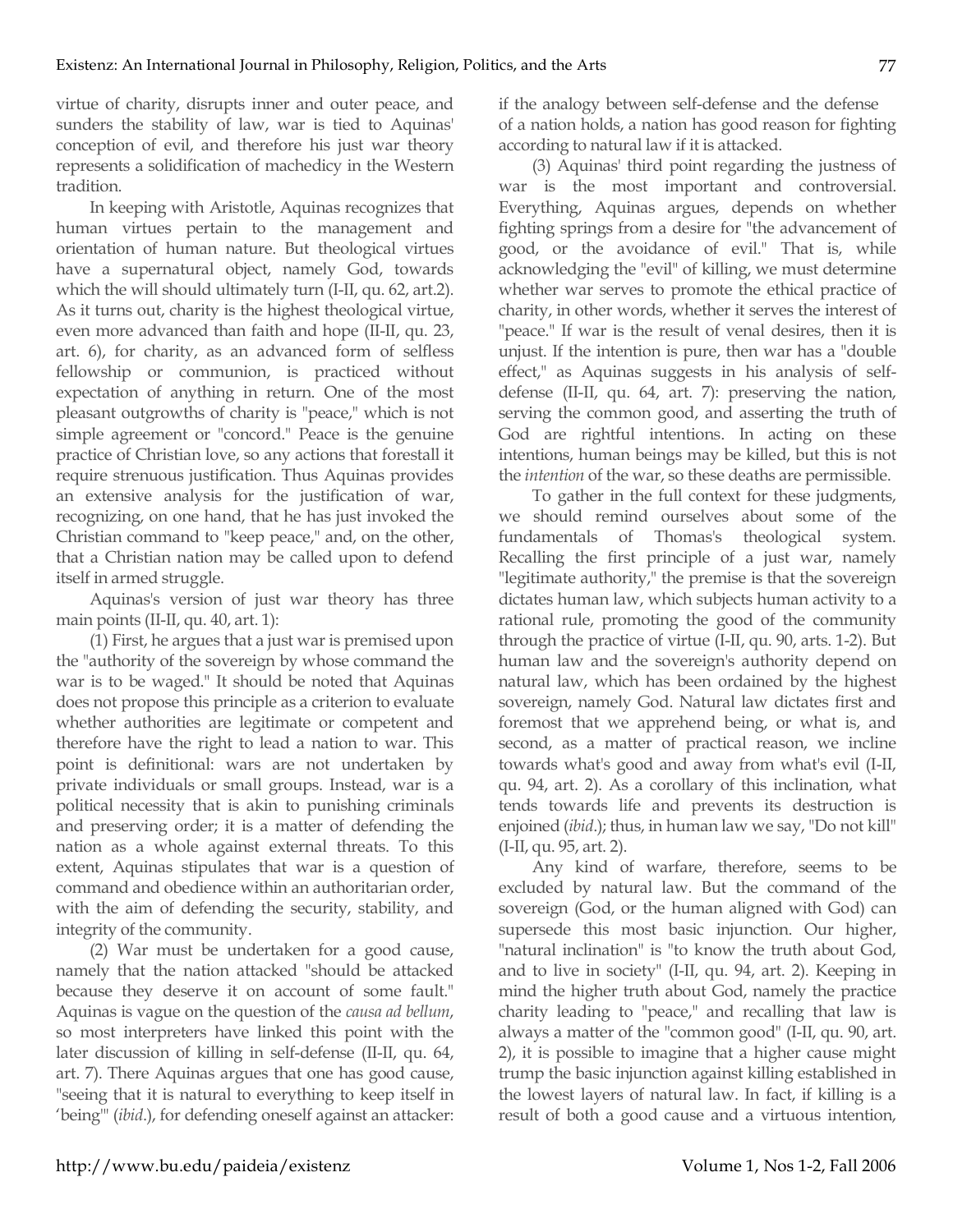virtue of charity, disrupts inner and outer peace, and sunders the stability of law, war is tied to Aquinas' conception of evil, and therefore his just war theory represents a solidification of machedicy in the Western tradition.

In keeping with Aristotle, Aquinas recognizes that human virtues pertain to the management and orientation of human nature. But theological virtues have a supernatural object, namely God, towards which the will should ultimately turn (I-II, qu. 62, art.2). As it turns out, charity is the highest theological virtue, even more advanced than faith and hope (II-II, qu. 23, art. 6), for charity, as an advanced form of selfless fellowship or communion, is practiced without expectation of anything in return. One of the most pleasant outgrowths of charity is "peace," which is not simple agreement or "concord." Peace is the genuine practice of Christian love, so any actions that forestall it require strenuous justification. Thus Aquinas provides an extensive analysis for the justification of war, recognizing, on one hand, that he has just invoked the Christian command to "keep peace," and, on the other, that a Christian nation may be called upon to defend itself in armed struggle.

Aquinas's version of just war theory has three main points (II-II, qu. 40, art. 1):

(1) First, he argues that a just war is premised upon the "authority of the sovereign by whose command the war is to be waged." It should be noted that Aquinas does not propose this principle as a criterion to evaluate whether authorities are legitimate or competent and therefore have the right to lead a nation to war. This point is definitional: wars are not undertaken by private individuals or small groups. Instead, war is a political necessity that is akin to punishing criminals and preserving order; it is a matter of defending the nation as a whole against external threats. To this extent, Aquinas stipulates that war is a question of command and obedience within an authoritarian order, with the aim of defending the security, stability, and integrity of the community.

(2) War must be undertaken for a good cause, namely that the nation attacked "should be attacked because they deserve it on account of some fault." Aquinas is vague on the question of the *causa ad bellum*, so most interpreters have linked this point with the later discussion of killing in self-defense (II-II, qu. 64, art. 7). There Aquinas argues that one has good cause, "seeing that it is natural to everything to keep itself in 'being'" (*ibid*.), for defending oneself against an attacker: if the analogy between self-defense and the defense of a nation holds, a nation has good reason for fighting according to natural law if it is attacked.

(3) Aquinas' third point regarding the justness of war is the most important and controversial. Everything, Aquinas argues, depends on whether fighting springs from a desire for "the advancement of good, or the avoidance of evil." That is, while acknowledging the "evil" of killing, we must determine whether war serves to promote the ethical practice of charity, in other words, whether it serves the interest of "peace." If war is the result of venal desires, then it is unjust. If the intention is pure, then war has a "double effect," as Aquinas suggests in his analysis of self-defense (II-II, qu. 64, art. 7): preserving the nation, serving the common good, and asserting the truth of God are rightful intentions. In acting on these intentions, human beings may be killed, but this is not the *intention* of the war, so these deaths are permissible.

To gather in the full context for these judgments, we should remind ourselves about some of the fundamentals of Thomas's theological system. Recalling the first principle of a just war, namely "legitimate authority," the premise is that the sovereign dictates human law, which subjects human activity to a rational rule, promoting the good of the community through the practice of virtue (I-II, qu. 90, arts. 1-2). But human law and the sovereign's authority depend on natural law, which has been ordained by the highest sovereign, namely God. Natural law dictates first and foremost that we apprehend being, or what is, and second, as a matter of practical reason, we incline towards what's good and away from what's evil (I-II, qu. 94, art. 2). As a corollary of this inclination, what tends towards life and prevents its destruction is enjoined (*ibid*.); thus, in human law we say, "Do not kill" (I-II, qu. 95, art. 2).

Any kind of warfare, therefore, seems to be excluded by natural law. But the command of the sovereign (God, or the human aligned with God) can supersede this most basic injunction. Our higher, "natural inclination" is "to know the truth about God, and to live in society" (I-II, qu. 94, art. 2). Keeping in mind the higher truth about God, namely the practice charity leading to "peace," and recalling that law is always a matter of the "common good" (I-II, qu. 90, art. 2), it is possible to imagine that a higher cause might trump the basic injunction against killing established in the lowest layers of natural law. In fact, if killing is a result of both a good cause and a virtuous intention,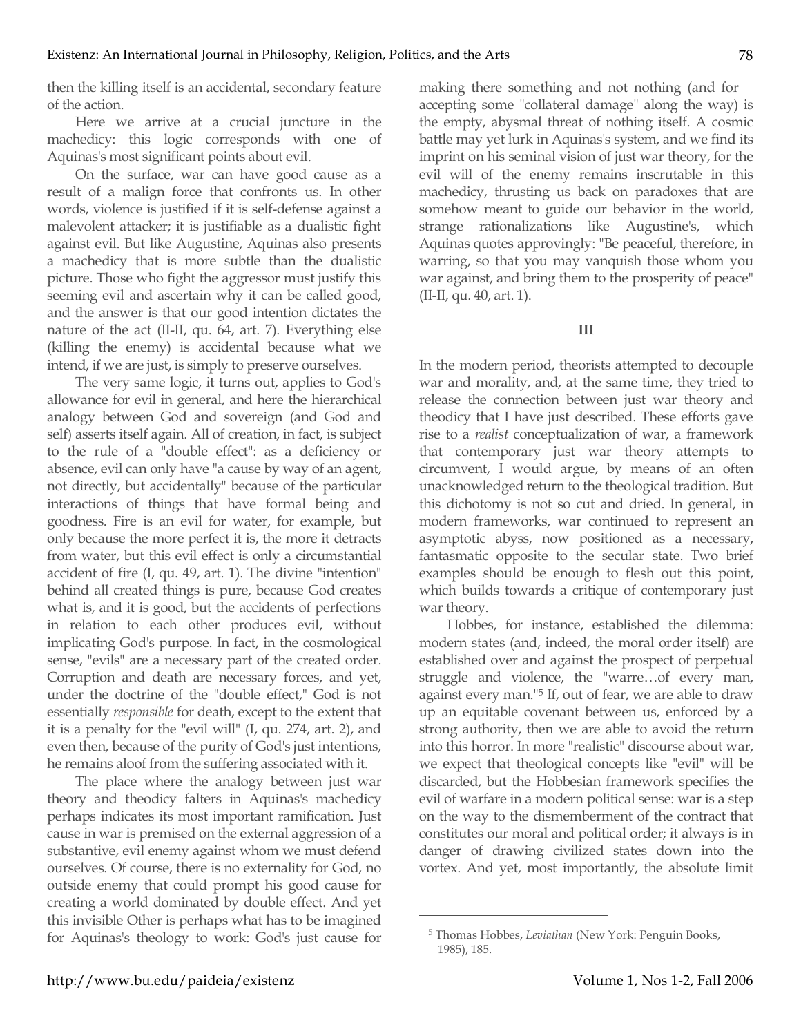then the killing itself is an accidental, secondary feature of the action.

Here we arrive at a crucial juncture in the machedicy: this logic corresponds with one of Aquinas's most significant points about evil.

On the surface, war can have good cause as a result of a malign force that confronts us. In other words, violence is justified if it is self-defense against a malevolent attacker; it is justifiable as a dualistic fight against evil. But like Augustine, Aquinas also presents a machedicy that is more subtle than the dualistic picture. Those who fight the aggressor must justify this seeming evil and ascertain why it can be called good, and the answer is that our good intention dictates the nature of the act (II-II, qu. 64, art. 7). Everything else (killing the enemy) is accidental because what we intend, if we are just, is simply to preserve ourselves.

The very same logic, it turns out, applies to God's allowance for evil in general, and here the hierarchical analogy between God and sovereign (and God and self) asserts itself again. All of creation, in fact, is subject to the rule of a "double effect": as a deficiency or absence, evil can only have "a cause by way of an agent, not directly, but accidentally" because of the particular interactions of things that have formal being and goodness. Fire is an evil for water, for example, but only because the more perfect it is, the more it detracts from water, but this evil effect is only a circumstantial accident of fire (I, qu. 49, art. 1). The divine "intention" behind all created things is pure, because God creates what is, and it is good, but the accidents of perfections in relation to each other produces evil, without implicating God's purpose. In fact, in the cosmological sense, "evils" are a necessary part of the created order. Corruption and death are necessary forces, and yet, under the doctrine of the "double effect," God is not essentially *responsible* for death, except to the extent that it is a penalty for the "evil will" (I, qu. 274, art. 2), and even then, because of the purity of God's just intentions, he remains aloof from the suffering associated with it.

The place where the analogy between just war theory and theodicy falters in Aquinas's machedicy perhaps indicates its most important ramification. Just cause in war is premised on the external aggression of a substantive, evil enemy against whom we must defend ourselves. Of course, there is no externality for God, no outside enemy that could prompt his good cause for creating a world dominated by double effect. And yet this invisible Other is perhaps what has to be imagined for Aquinas's theology to work: God's just cause for making there something and not nothing (and for accepting some "collateral damage" along the way) is the empty, abysmal threat of nothing itself. A cosmic battle may yet lurk in Aquinas's system, and we find its imprint on his seminal vision of just war theory, for the evil will of the enemy remains inscrutable in this machedicy, thrusting us back on paradoxes that are somehow meant to guide our behavior in the world, strange rationalizations like Augustine's, which Aquinas quotes approvingly: "Be peaceful, therefore, in warring, so that you may vanquish those whom you war against, and bring them to the prosperity of peace" (II-II, qu. 40, art. 1).

## III

In the modern period, theorists attempted to decouple war and morality, and, at the same time, they tried to release the connection between just war theory and theodicy that I have just described. These efforts gave rise to a *realist* conceptualization of war, a framework that contemporary just war theory attempts to circumvent, I would argue, by means of an often unacknowledged return to the theological tradition. But this dichotomy is not so cut and dried. In general, in modern frameworks, war continued to represent an asymptotic abyss, now positioned as a necessary, fantasmatic opposite to the secular state. Two brief examples should be enough to flesh out this point, which builds towards a critique of contemporary just war theory.

Hobbes, for instance, established the dilemma: modern states (and, indeed, the moral order itself) are established over and against the prospect of perpetual struggle and violence, the "warre…of every man, against every man."[5] If, out of fear, we are able to draw up an equitable covenant between us, enforced by a strong authority, then we are able to avoid the return into this horror. In more "realistic" discourse about war, we expect that theological concepts like "evil" will be discarded, but the Hobbesian framework specifies the evil of warfare in a modern political sense: war is a step on the way to the dismemberment of the contract that constitutes our moral and political order; it always is in danger of drawing civilized states down into the vortex. And yet, most importantly, the absolute limit

[5] Thomas Hobbes, *Leviathan* (New York: Penguin Books, 1985), 185.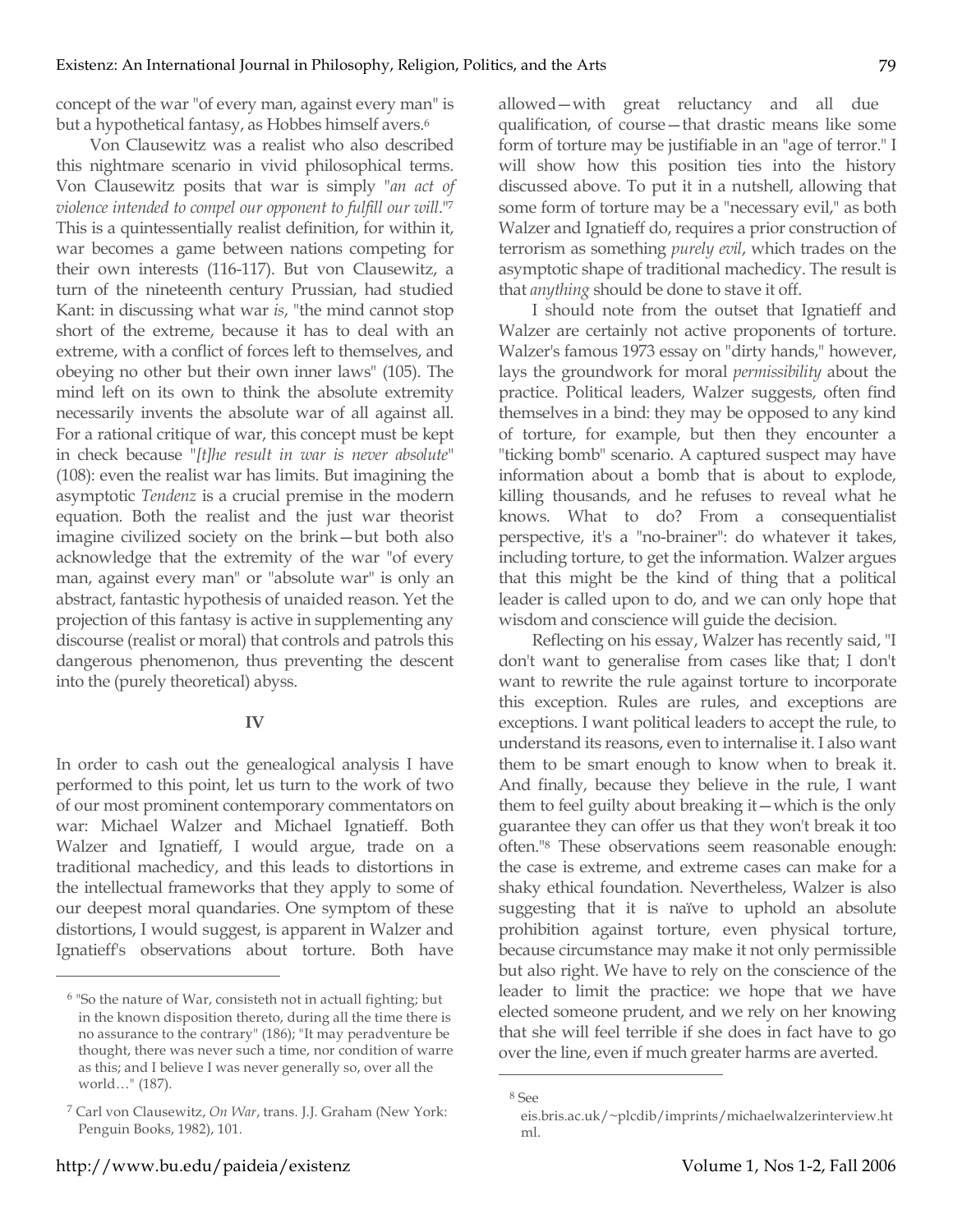concept of the war "of every man, against every man" is but a hypothetical fantasy, as Hobbes himself avers.[6]

Von Clausewitz was a realist who also described this nightmare scenario in vivid philosophical terms. Von Clausewitz posits that war is simply "*an act of violence intended to compel our opponent to fulfill our will*."[7] This is a quintessentially realist definition, for within it, war becomes a game between nations competing for their own interests (116-117). But von Clausewitz, a turn of the nineteenth century Prussian, had studied Kant: in discussing what war *is*, "the mind cannot stop short of the extreme, because it has to deal with an extreme, with a conflict of forces left to themselves, and obeying no other but their own inner laws" (105). The mind left on its own to think the absolute extremity necessarily invents the absolute war of all against all. For a rational critique of war, this concept must be kept in check because "*[t]he result in war is never absolute*" (108): even the realist war has limits. But imagining the asymptotic *Tendenz* is a crucial premise in the modern equation. Both the realist and the just war theorist imagine civilized society on the brink—but both also acknowledge that the extremity of the war "of every man, against every man" or "absolute war" is only an abstract, fantastic hypothesis of unaided reason. Yet the projection of this fantasy is active in supplementing any discourse (realist or moral) that controls and patrols this dangerous phenomenon, thus preventing the descent into the (purely theoretical) abyss.

## IV

In order to cash out the genealogical analysis I have performed to this point, let us turn to the work of two of our most prominent contemporary commentators on war: Michael Walzer and Michael Ignatieff. Both Walzer and Ignatieff, I would argue, trade on a traditional machedicy, and this leads to distortions in the intellectual frameworks that they apply to some of our deepest moral quandaries. One symptom of these distortions, I would suggest, is apparent in Walzer and Ignatieff's observations about torture. Both have allowed—with great reluctancy and all due qualification, of course—that drastic means like some form of torture may be justifiable in an "age of terror." I will show how this position ties into the history discussed above. To put it in a nutshell, allowing that some form of torture may be a "necessary evil," as both Walzer and Ignatieff do, requires a prior construction of terrorism as something *purely evil*, which trades on the asymptotic shape of traditional machedicy. The result is that *anything* should be done to stave it off.

I should note from the outset that Ignatieff and Walzer are certainly not active proponents of torture. Walzer's famous 1973 essay on "dirty hands," however, lays the groundwork for moral *permissibility* about the practice. Political leaders, Walzer suggests, often find themselves in a bind: they may be opposed to any kind of torture, for example, but then they encounter a "ticking bomb" scenario. A captured suspect may have information about a bomb that is about to explode, killing thousands, and he refuses to reveal what he knows. What to do? From a consequentialist perspective, it's a "no-brainer": do whatever it takes, including torture, to get the information. Walzer argues that this might be the kind of thing that a political leader is called upon to do, and we can only hope that wisdom and conscience will guide the decision.

Reflecting on his essay, Walzer has recently said, "I don't want to generalise from cases like that; I don't want to rewrite the rule against torture to incorporate this exception. Rules are rules, and exceptions are exceptions. I want political leaders to accept the rule, to understand its reasons, even to internalise it. I also want them to be smart enough to know when to break it. And finally, because they believe in the rule, I want them to feel guilty about breaking it—which is the only guarantee they can offer us that they won't break it too often."[8] These observations seem reasonable enough: the case is extreme, and extreme cases can make for a shaky ethical foundation. Nevertheless, Walzer is also suggesting that it is naïve to uphold an absolute prohibition against torture, even physical torture, because circumstance may make it not only permissible but also right. We have to rely on the conscience of the leader to limit the practice: we hope that we have elected someone prudent, and we rely on her knowing that she will feel terrible if she does in fact have to go over the line, even if much greater harms are averted.

---

[6] "So the nature of War, consisteth not in actuall fighting; but in the known disposition thereto, during all the time there is no assurance to the contrary" (186); "It may peradventure be thought, there was never such a time, nor condition of warre as this; and I believe I was never generally so, over all the world…" (187).

[7] Carl von Clausewitz, *On War*, trans. J.J. Graham (New York: Penguin Books, 1982), 101.

[8] See eis.bris.ac.uk/~plcdib/imprints/michaelwalzerinterview.html.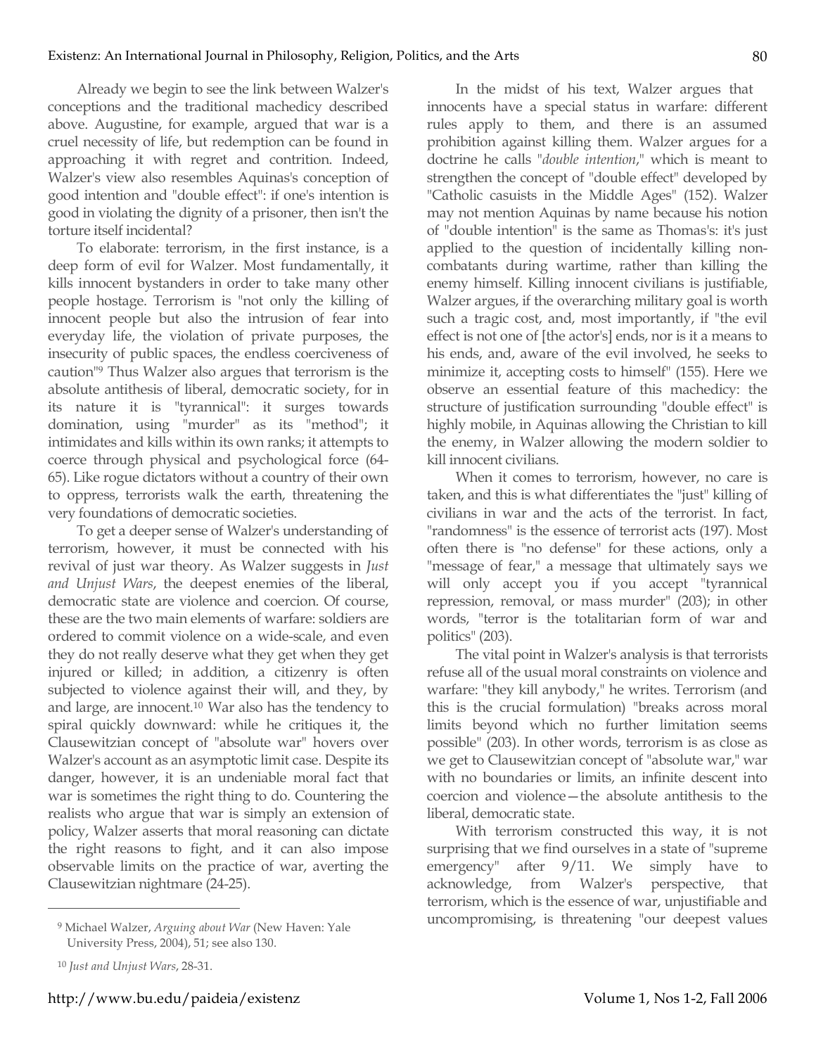Already we begin to see the link between Walzer's conceptions and the traditional machedicy described above. Augustine, for example, argued that war is a cruel necessity of life, but redemption can be found in approaching it with regret and contrition. Indeed, Walzer's view also resembles Aquinas's conception of good intention and "double effect": if one's intention is good in violating the dignity of a prisoner, then isn't the torture itself incidental?

To elaborate: terrorism, in the first instance, is a deep form of evil for Walzer. Most fundamentally, it kills innocent bystanders in order to take many other people hostage. Terrorism is "not only the killing of innocent people but also the intrusion of fear into everyday life, the violation of private purposes, the insecurity of public spaces, the endless coerciveness of caution"[9] Thus Walzer also argues that terrorism is the absolute antithesis of liberal, democratic society, for in its nature it is "tyrannical": it surges towards domination, using "murder" as its "method"; it intimidates and kills within its own ranks; it attempts to coerce through physical and psychological force (64-65). Like rogue dictators without a country of their own to oppress, terrorists walk the earth, threatening the very foundations of democratic societies.

To get a deeper sense of Walzer's understanding of terrorism, however, it must be connected with his revival of just war theory. As Walzer suggests in *Just and Unjust Wars*, the deepest enemies of the liberal, democratic state are violence and coercion. Of course, these are the two main elements of warfare: soldiers are ordered to commit violence on a wide-scale, and even they do not really deserve what they get when they get injured or killed; in addition, a citizenry is often subjected to violence against their will, and they, by and large, are innocent.[10] War also has the tendency to spiral quickly downward: while he critiques it, the Clausewitzian concept of "absolute war" hovers over Walzer's account as an asymptotic limit case. Despite its danger, however, it is an undeniable moral fact that war is sometimes the right thing to do. Countering the realists who argue that war is simply an extension of policy, Walzer asserts that moral reasoning can dictate the right reasons to fight, and it can also impose observable limits on the practice of war, averting the Clausewitzian nightmare (24-25).

In the midst of his text, Walzer argues that innocents have a special status in warfare: different rules apply to them, and there is an assumed prohibition against killing them. Walzer argues for a doctrine he calls "*double intention*," which is meant to strengthen the concept of "double effect" developed by "Catholic casuists in the Middle Ages" (152). Walzer may not mention Aquinas by name because his notion of "double intention" is the same as Thomas's: it's just applied to the question of incidentally killing non-combatants during wartime, rather than killing the enemy himself. Killing innocent civilians is justifiable, Walzer argues, if the overarching military goal is worth such a tragic cost, and, most importantly, if "the evil effect is not one of [the actor's] ends, nor is it a means to his ends, and, aware of the evil involved, he seeks to minimize it, accepting costs to himself" (155). Here we observe an essential feature of this machedicy: the structure of justification surrounding "double effect" is highly mobile, in Aquinas allowing the Christian to kill the enemy, in Walzer allowing the modern soldier to kill innocent civilians.

When it comes to terrorism, however, no care is taken, and this is what differentiates the "just" killing of civilians in war and the acts of the terrorist. In fact, "randomness" is the essence of terrorist acts (197). Most often there is "no defense" for these actions, only a "message of fear," a message that ultimately says we will only accept you if you accept "tyrannical repression, removal, or mass murder" (203); in other words, "terror is the totalitarian form of war and politics" (203).

The vital point in Walzer's analysis is that terrorists refuse all of the usual moral constraints on violence and warfare: "they kill anybody," he writes. Terrorism (and this is the crucial formulation) "breaks across moral limits beyond which no further limitation seems possible" (203). In other words, terrorism is as close as we get to Clausewitzian concept of "absolute war," war with no boundaries or limits, an infinite descent into coercion and violence—the absolute antithesis to the liberal, democratic state.

With terrorism constructed this way, it is not surprising that we find ourselves in a state of "supreme emergency" after 9/11. We simply have to acknowledge, from Walzer's perspective, that terrorism, which is the essence of war, unjustifiable and uncompromising, is threatening "our deepest values

---

[9] Michael Walzer, *Arguing about War* (New Haven: Yale University Press, 2004), 51; see also 130.

[10] *Just and Unjust Wars*, 28-31.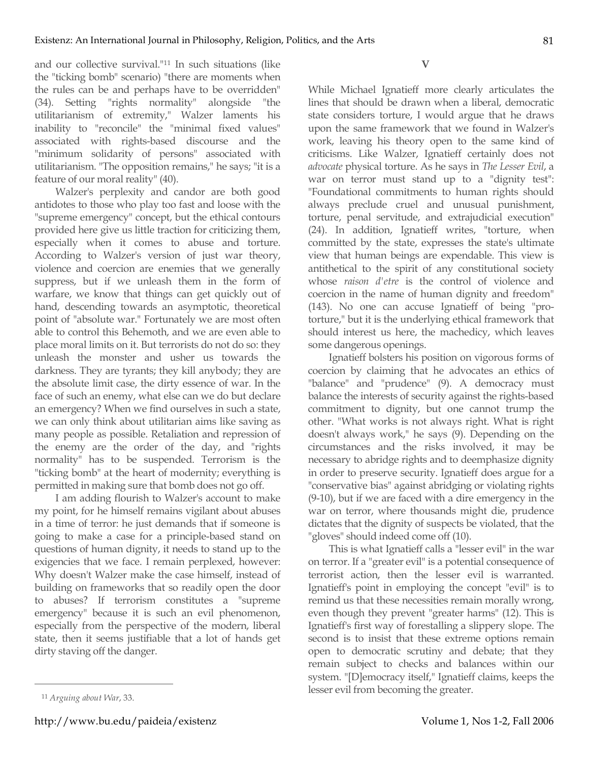and our collective survival."[11] In such situations (like the "ticking bomb" scenario) "there are moments when the rules can be and perhaps have to be overridden" (34). Setting "rights normality" alongside "the utilitarianism of extremity," Walzer laments his inability to "reconcile" the "minimal fixed values" associated with rights-based discourse and the "minimum solidarity of persons" associated with utilitarianism. "The opposition remains," he says; "it is a feature of our moral reality" (40).

Walzer's perplexity and candor are both good antidotes to those who play too fast and loose with the "supreme emergency" concept, but the ethical contours provided here give us little traction for criticizing them, especially when it comes to abuse and torture. According to Walzer's version of just war theory, violence and coercion are enemies that we generally suppress, but if we unleash them in the form of warfare, we know that things can get quickly out of hand, descending towards an asymptotic, theoretical point of "absolute war." Fortunately we are most often able to control this Behemoth, and we are even able to place moral limits on it. But terrorists do not do so: they unleash the monster and usher us towards the darkness. They are tyrants; they kill anybody; they are the absolute limit case, the dirty essence of war. In the face of such an enemy, what else can we do but declare an emergency? When we find ourselves in such a state, we can only think about utilitarian aims like saving as many people as possible. Retaliation and repression of the enemy are the order of the day, and "rights normality" has to be suspended. Terrorism is the "ticking bomb" at the heart of modernity; everything is permitted in making sure that bomb does not go off.

I am adding flourish to Walzer's account to make my point, for he himself remains vigilant about abuses in a time of terror: he just demands that if someone is going to make a case for a principle-based stand on questions of human dignity, it needs to stand up to the exigencies that we face. I remain perplexed, however: Why doesn't Walzer make the case himself, instead of building on frameworks that so readily open the door to abuses? If terrorism constitutes a "supreme emergency" because it is such an evil phenomenon, especially from the perspective of the modern, liberal state, then it seems justifiable that a lot of hands get dirty staving off the danger.

## V

While Michael Ignatieff more clearly articulates the lines that should be drawn when a liberal, democratic state considers torture, I would argue that he draws upon the same framework that we found in Walzer's work, leaving his theory open to the same kind of criticisms. Like Walzer, Ignatieff certainly does not *advocate* physical torture. As he says in *The Lesser Evil*, a war on terror must stand up to a "dignity test": "Foundational commitments to human rights should always preclude cruel and unusual punishment, torture, penal servitude, and extrajudicial execution" (24). In addition, Ignatieff writes, "torture, when committed by the state, expresses the state's ultimate view that human beings are expendable. This view is antithetical to the spirit of any constitutional society whose *raison d'etre* is the control of violence and coercion in the name of human dignity and freedom" (143). No one can accuse Ignatieff of being "pro-torture," but it is the underlying ethical framework that should interest us here, the machedicy, which leaves some dangerous openings.

Ignatieff bolsters his position on vigorous forms of coercion by claiming that he advocates an ethics of "balance" and "prudence" (9). A democracy must balance the interests of security against the rights-based commitment to dignity, but one cannot trump the other. "What works is not always right. What is right doesn't always work," he says (9). Depending on the circumstances and the risks involved, it may be necessary to abridge rights and to deemphasize dignity in order to preserve security. Ignatieff does argue for a "conservative bias" against abridging or violating rights (9-10), but if we are faced with a dire emergency in the war on terror, where thousands might die, prudence dictates that the dignity of suspects be violated, that the "gloves" should indeed come off (10).

This is what Ignatieff calls a "lesser evil" in the war on terror. If a "greater evil" is a potential consequence of terrorist action, then the lesser evil is warranted. Ignatieff's point in employing the concept "evil" is to remind us that these necessities remain morally wrong, even though they prevent "greater harms" (12). This is Ignatieff's first way of forestalling a slippery slope. The second is to insist that these extreme options remain open to democratic scrutiny and debate; that they remain subject to checks and balances within our system. "[D]emocracy itself," Ignatieff claims, keeps the lesser evil from becoming the greater.

[11] *Arguing about War*, 33.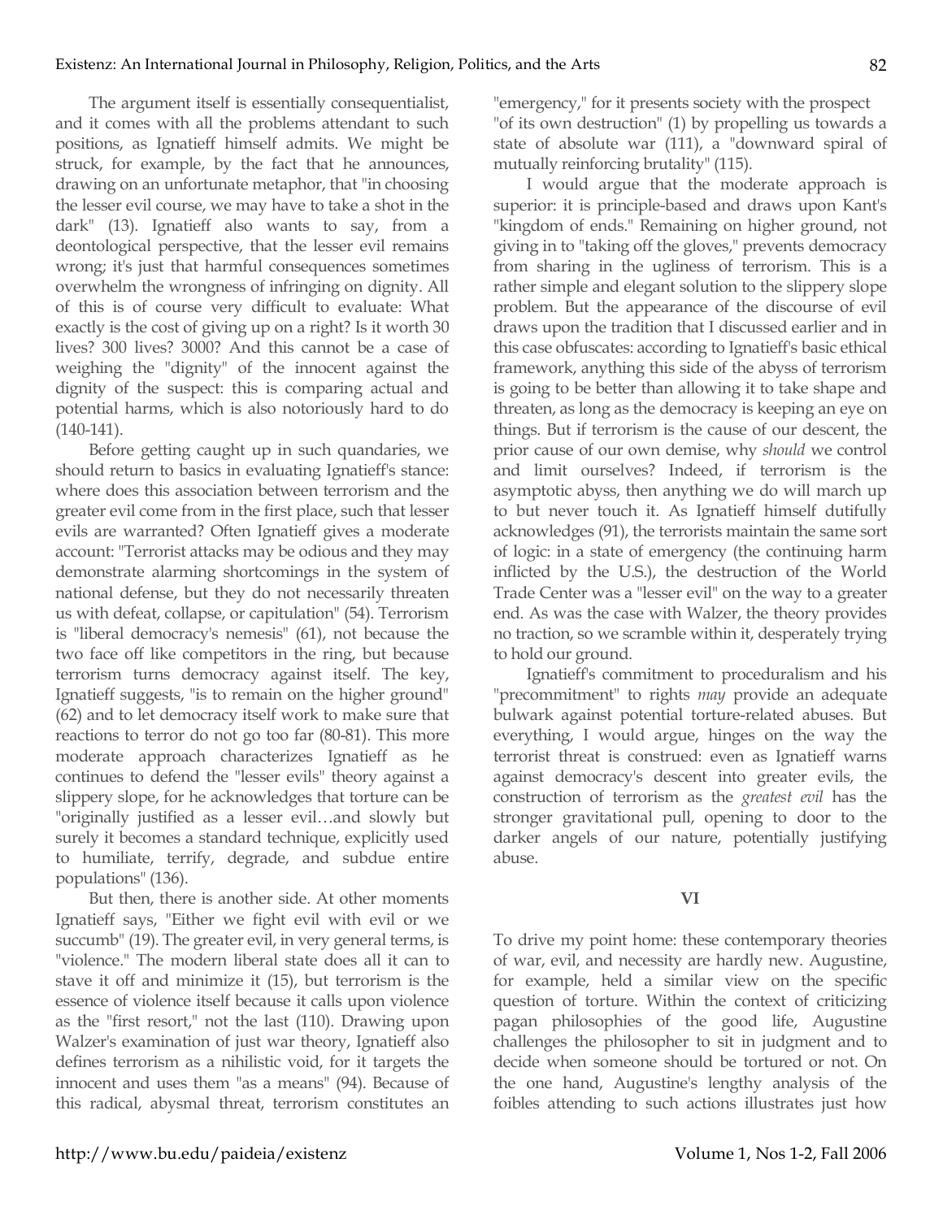The argument itself is essentially consequentialist, and it comes with all the problems attendant to such positions, as Ignatieff himself admits. We might be struck, for example, by the fact that he announces, drawing on an unfortunate metaphor, that "in choosing the lesser evil course, we may have to take a shot in the dark" (13). Ignatieff also wants to say, from a deontological perspective, that the lesser evil remains wrong; it's just that harmful consequences sometimes overwhelm the wrongness of infringing on dignity. All of this is of course very difficult to evaluate: What exactly is the cost of giving up on a right? Is it worth 30 lives? 300 lives? 3000? And this cannot be a case of weighing the "dignity" of the innocent against the dignity of the suspect: this is comparing actual and potential harms, which is also notoriously hard to do (140-141).

Before getting caught up in such quandaries, we should return to basics in evaluating Ignatieff's stance: where does this association between terrorism and the greater evil come from in the first place, such that lesser evils are warranted? Often Ignatieff gives a moderate account: "Terrorist attacks may be odious and they may demonstrate alarming shortcomings in the system of national defense, but they do not necessarily threaten us with defeat, collapse, or capitulation" (54). Terrorism is "liberal democracy's nemesis" (61), not because the two face off like competitors in the ring, but because terrorism turns democracy against itself. The key, Ignatieff suggests, "is to remain on the higher ground" (62) and to let democracy itself work to make sure that reactions to terror do not go too far (80-81). This more moderate approach characterizes Ignatieff as he continues to defend the "lesser evils" theory against a slippery slope, for he acknowledges that torture can be "originally justified as a lesser evil…and slowly but surely it becomes a standard technique, explicitly used to humiliate, terrify, degrade, and subdue entire populations" (136).

But then, there is another side. At other moments Ignatieff says, "Either we fight evil with evil or we succumb" (19). The greater evil, in very general terms, is "violence." The modern liberal state does all it can to stave it off and minimize it (15), but terrorism is the essence of violence itself because it calls upon violence as the "first resort," not the last (110). Drawing upon Walzer's examination of just war theory, Ignatieff also defines terrorism as a nihilistic void, for it targets the innocent and uses them "as a means" (94). Because of this radical, abysmal threat, terrorism constitutes an "emergency," for it presents society with the prospect "of its own destruction" (1) by propelling us towards a state of absolute war (111), a "downward spiral of mutually reinforcing brutality" (115).

I would argue that the moderate approach is superior: it is principle-based and draws upon Kant's "kingdom of ends." Remaining on higher ground, not giving in to "taking off the gloves," prevents democracy from sharing in the ugliness of terrorism. This is a rather simple and elegant solution to the slippery slope problem. But the appearance of the discourse of evil draws upon the tradition that I discussed earlier and in this case obfuscates: according to Ignatieff's basic ethical framework, anything this side of the abyss of terrorism is going to be better than allowing it to take shape and threaten, as long as the democracy is keeping an eye on things. But if terrorism is the cause of our descent, the prior cause of our own demise, why *should* we control and limit ourselves? Indeed, if terrorism is the asymptotic abyss, then anything we do will march up to but never touch it. As Ignatieff himself dutifully acknowledges (91), the terrorists maintain the same sort of logic: in a state of emergency (the continuing harm inflicted by the U.S.), the destruction of the World Trade Center was a "lesser evil" on the way to a greater end. As was the case with Walzer, the theory provides no traction, so we scramble within it, desperately trying to hold our ground.

Ignatieff's commitment to proceduralism and his "precommitment" to rights *may* provide an adequate bulwark against potential torture-related abuses. But everything, I would argue, hinges on the way the terrorist threat is construed: even as Ignatieff warns against democracy's descent into greater evils, the construction of terrorism as the *greatest evil* has the stronger gravitational pull, opening to door to the darker angels of our nature, potentially justifying abuse.

## VI

To drive my point home: these contemporary theories of war, evil, and necessity are hardly new. Augustine, for example, held a similar view on the specific question of torture. Within the context of criticizing pagan philosophies of the good life, Augustine challenges the philosopher to sit in judgment and to decide when someone should be tortured or not. On the one hand, Augustine's lengthy analysis of the foibles attending to such actions illustrates just how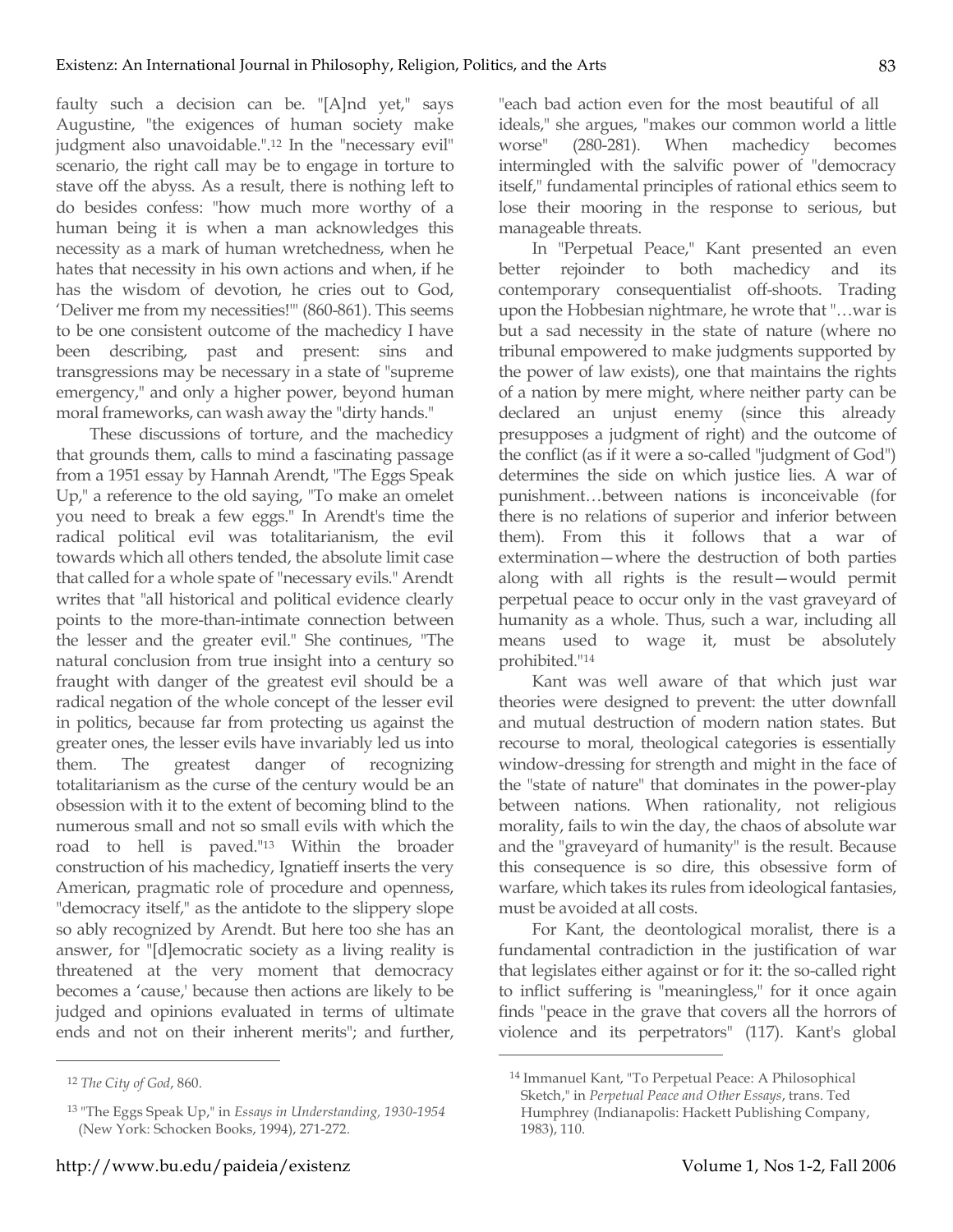faulty such a decision can be. "[A]nd yet," says Augustine, "the exigences of human society make judgment also unavoidable.".[12] In the "necessary evil" scenario, the right call may be to engage in torture to stave off the abyss. As a result, there is nothing left to do besides confess: "how much more worthy of a human being it is when a man acknowledges this necessity as a mark of human wretchedness, when he hates that necessity in his own actions and when, if he has the wisdom of devotion, he cries out to God, 'Deliver me from my necessities!'" (860-861). This seems to be one consistent outcome of the machedicy I have been describing, past and present: sins and transgressions may be necessary in a state of "supreme emergency," and only a higher power, beyond human moral frameworks, can wash away the "dirty hands."

These discussions of torture, and the machedicy that grounds them, calls to mind a fascinating passage from a 1951 essay by Hannah Arendt, "The Eggs Speak Up," a reference to the old saying, "To make an omelet you need to break a few eggs." In Arendt's time the radical political evil was totalitarianism, the evil towards which all others tended, the absolute limit case that called for a whole spate of "necessary evils." Arendt writes that "all historical and political evidence clearly points to the more-than-intimate connection between the lesser and the greater evil." She continues, "The natural conclusion from true insight into a century so fraught with danger of the greatest evil should be a radical negation of the whole concept of the lesser evil in politics, because far from protecting us against the greater ones, the lesser evils have invariably led us into them. The greatest danger of recognizing totalitarianism as the curse of the century would be an obsession with it to the extent of becoming blind to the numerous small and not so small evils with which the road to hell is paved."[13] Within the broader construction of his machedicy, Ignatieff inserts the very American, pragmatic role of procedure and openness, "democracy itself," as the antidote to the slippery slope so ably recognized by Arendt. But here too she has an answer, for "[d]emocratic society as a living reality is threatened at the very moment that democracy becomes a 'cause,' because then actions are likely to be judged and opinions evaluated in terms of ultimate ends and not on their inherent merits"; and further, "each bad action even for the most beautiful of all ideals," she argues, "makes our common world a little worse" (280-281). When machedicy becomes intermingled with the salvific power of "democracy itself," fundamental principles of rational ethics seem to lose their mooring in the response to serious, but manageable threats.

In "Perpetual Peace," Kant presented an even better rejoinder to both machedicy and its contemporary consequentialist off-shoots. Trading upon the Hobbesian nightmare, he wrote that "…war is but a sad necessity in the state of nature (where no tribunal empowered to make judgments supported by the power of law exists), one that maintains the rights of a nation by mere might, where neither party can be declared an unjust enemy (since this already presupposes a judgment of right) and the outcome of the conflict (as if it were a so-called "judgment of God") determines the side on which justice lies. A war of punishment…between nations is inconceivable (for there is no relations of superior and inferior between them). From this it follows that a war of extermination—where the destruction of both parties along with all rights is the result—would permit perpetual peace to occur only in the vast graveyard of humanity as a whole. Thus, such a war, including all means used to wage it, must be absolutely prohibited."[14]

Kant was well aware of that which just war theories were designed to prevent: the utter downfall and mutual destruction of modern nation states. But recourse to moral, theological categories is essentially window-dressing for strength and might in the face of the "state of nature" that dominates in the power-play between nations. When rationality, not religious morality, fails to win the day, the chaos of absolute war and the "graveyard of humanity" is the result. Because this consequence is so dire, this obsessive form of warfare, which takes its rules from ideological fantasies, must be avoided at all costs.

For Kant, the deontological moralist, there is a fundamental contradiction in the justification of war that legislates either against or for it: the so-called right to inflict suffering is "meaningless," for it once again finds "peace in the grave that covers all the horrors of violence and its perpetrators" (117). Kant's global

---

[12] *The City of God*, 860.

[13] "The Eggs Speak Up," in *Essays in Understanding, 1930-1954* (New York: Schocken Books, 1994), 271-272.

[14] Immanuel Kant, "To Perpetual Peace: A Philosophical Sketch," in *Perpetual Peace and Other Essays*, trans. Ted Humphrey (Indianapolis: Hackett Publishing Company, 1983), 110.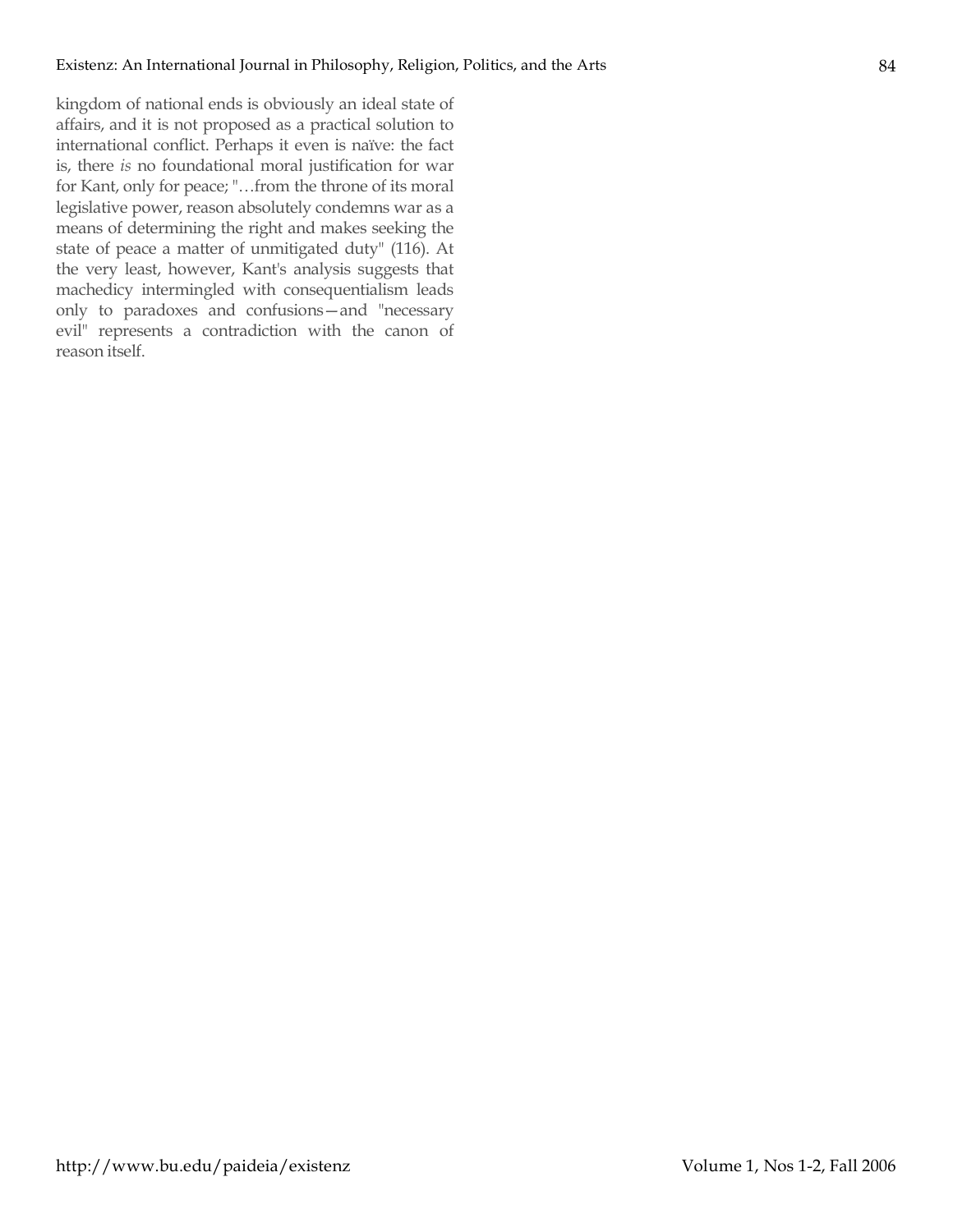kingdom of national ends is obviously an ideal state of affairs, and it is not proposed as a practical solution to international conflict. Perhaps it even is naïve: the fact is, there *is* no foundational moral justification for war for Kant, only for peace; "…from the throne of its moral legislative power, reason absolutely condemns war as a means of determining the right and makes seeking the state of peace a matter of unmitigated duty" (116). At the very least, however, Kant's analysis suggests that machedicy intermingled with consequentialism leads only to paradoxes and confusions—and "necessary evil" represents a contradiction with the canon of reason itself.